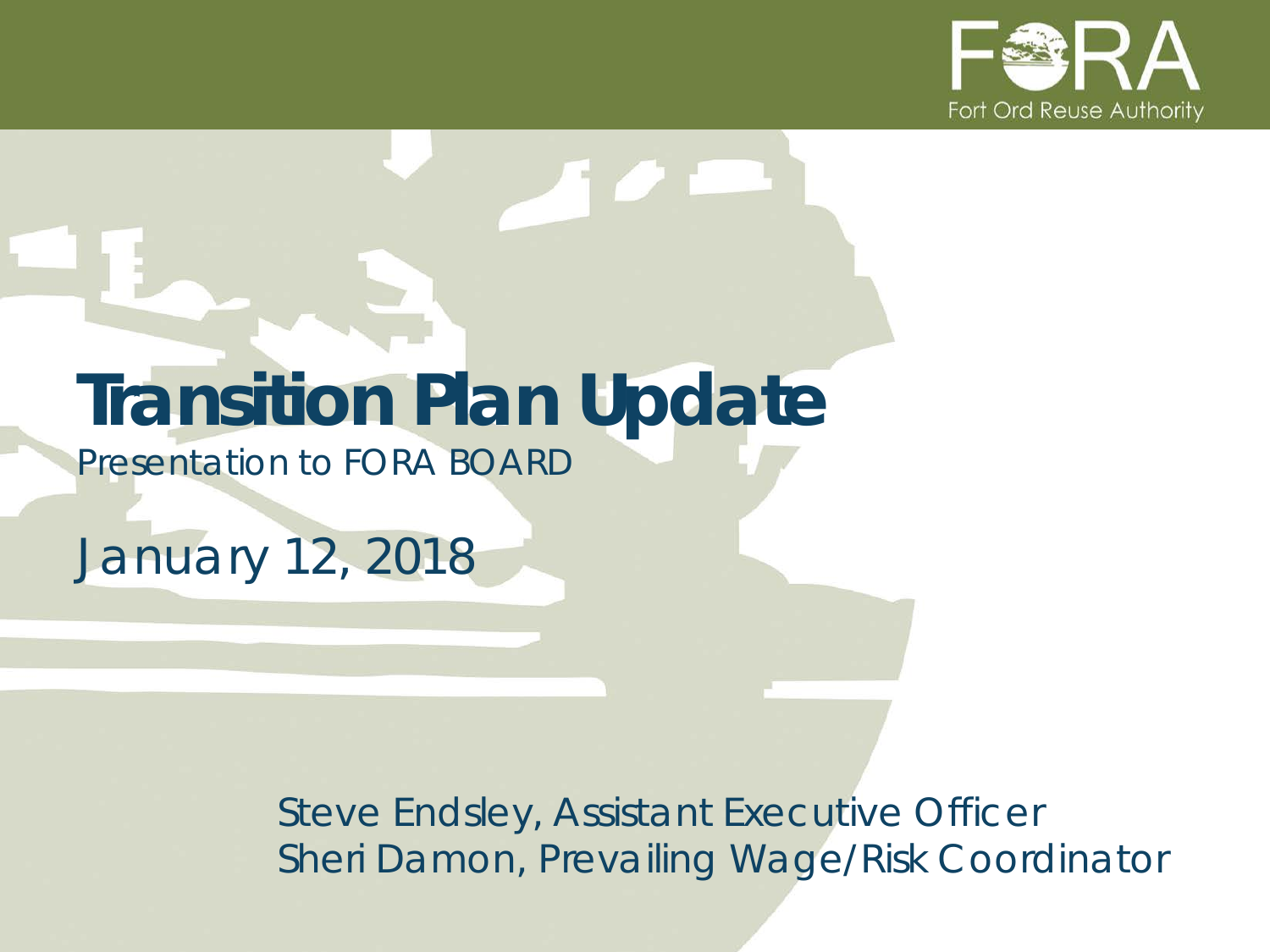FORA

Fort Ord Reuse Authority

# Transition Plan Update

*Presentation to FORA BOARD*

January 12, 2018

Steve Endsley, Assistant Executive Officer
Sheri Damon, Prevailing Wage/Risk Coordinator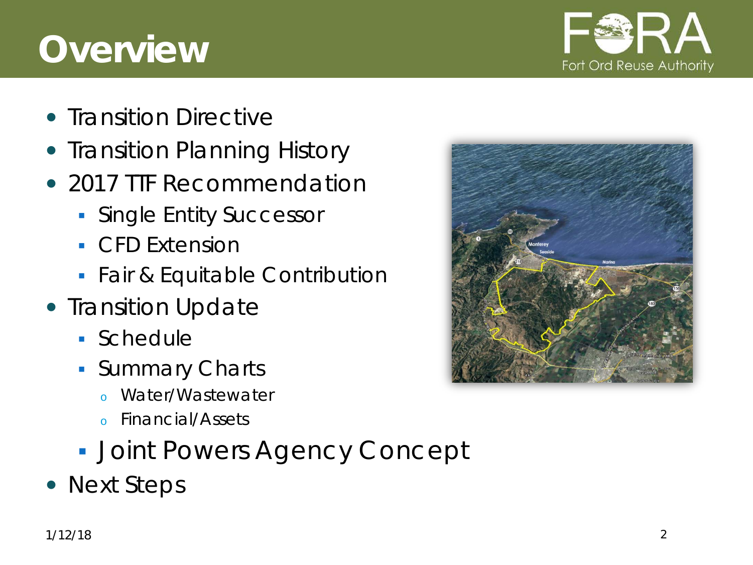# Overview

- Transition Directive
- Transition Planning History
- 2017 TTF Recommendation
  - Single Entity Successor
  - CFD Extension
  - Fair & Equitable Contribution
- Transition Update
  - Schedule
  - Summary Charts
    - Water/Wastewater
    - Financial/Assets
  - Joint Powers Agency Concept
- Next Steps

1/12/18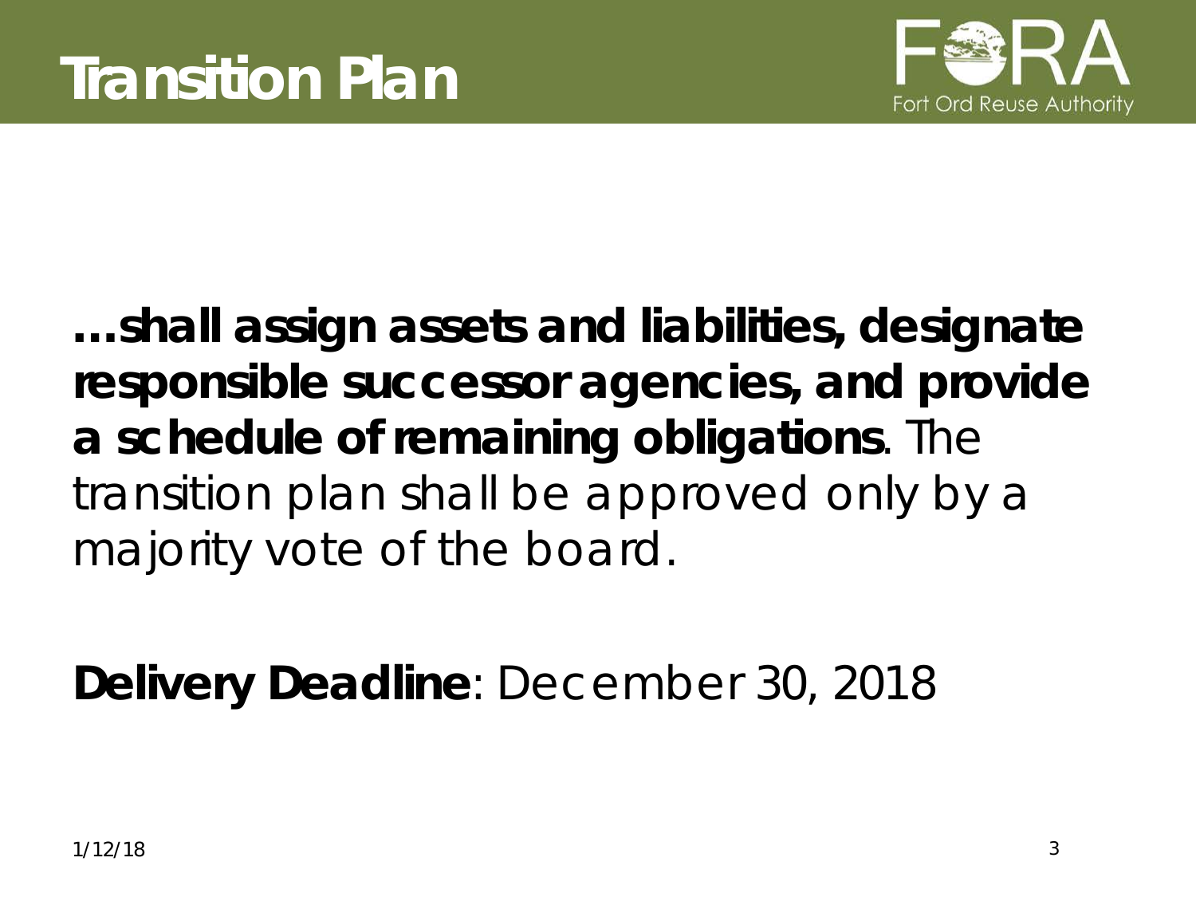# Transition Plan

**…shall assign assets and liabilities, designate responsible successor agencies, and provide a schedule of remaining obligations**. The transition plan shall be approved only by a majority vote of the board.

**Delivery Deadline**: December 30, 2018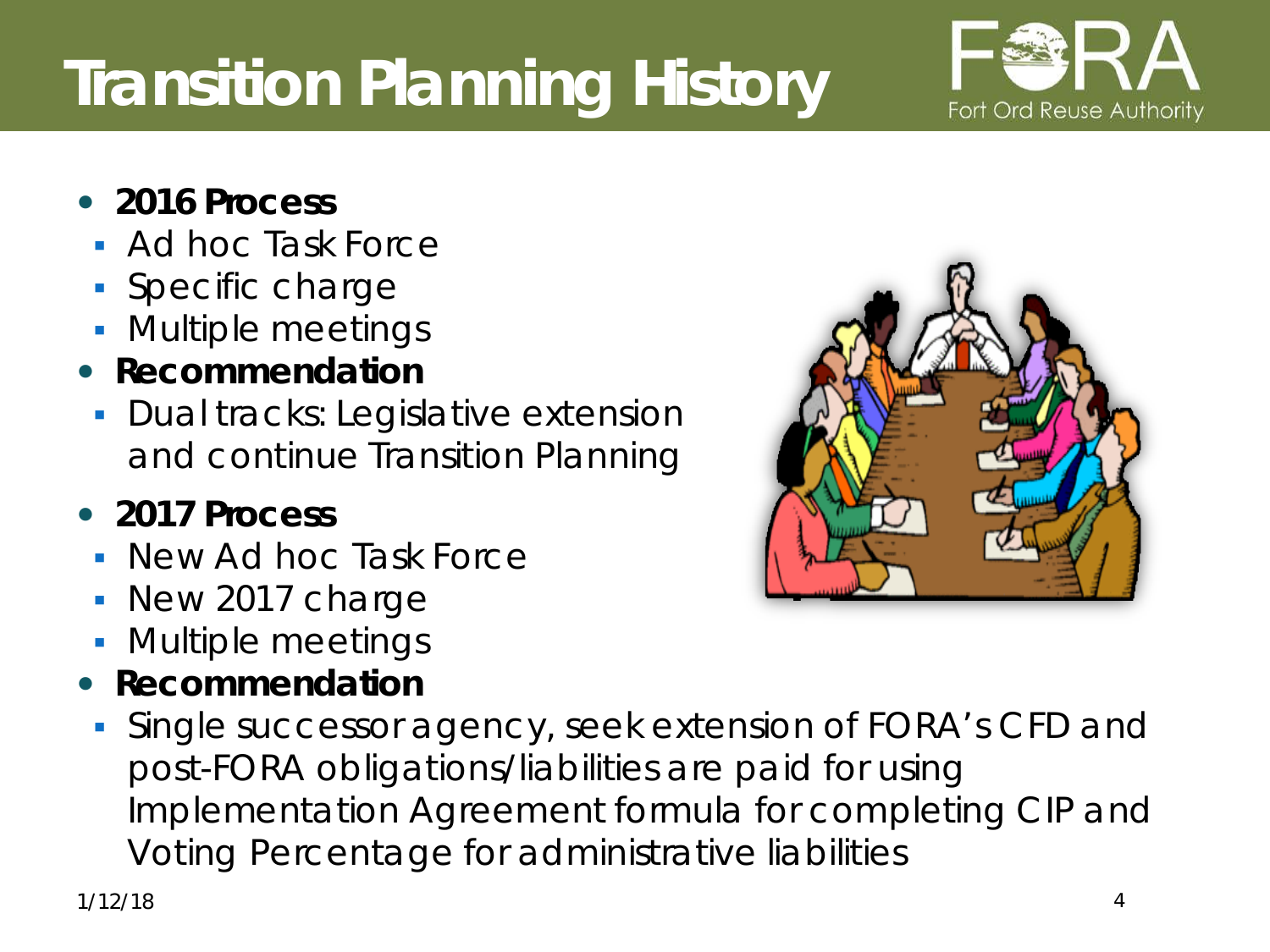# Transition Planning History

- **2016 Process**
  - Ad hoc Task Force
  - Specific charge
  - Multiple meetings
- **Recommendation**
  - Dual tracks: Legislative extension and continue Transition Planning
- **2017 Process**
  - New Ad hoc Task Force
  - New 2017 charge
  - Multiple meetings
- **Recommendation**
  - Single successor agency, seek extension of FORA's CFD and post-FORA obligations/liabilities are paid for using Implementation Agreement formula for completing CIP and Voting Percentage for administrative liabilities

1/12/18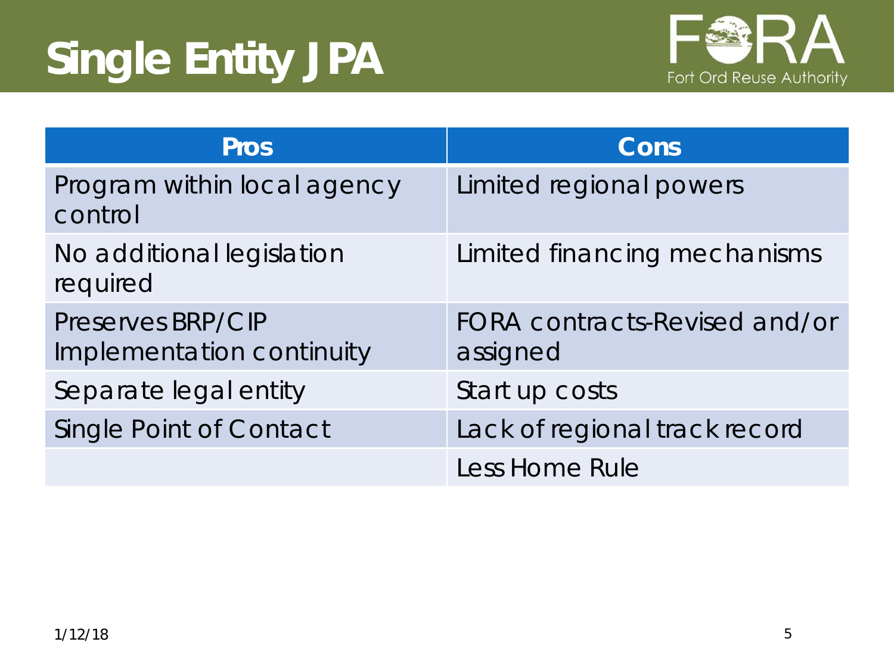# Single Entity JPA

| Pros | Cons |
|---|---|
| Program within local agency control | Limited regional powers |
| No additional legislation required | Limited financing mechanisms |
| Preserves BRP/CIP Implementation continuity | FORA contracts-Revised and/or assigned |
| Separate legal entity | Start up costs |
| Single Point of Contact | Lack of regional track record |
| | Less Home Rule |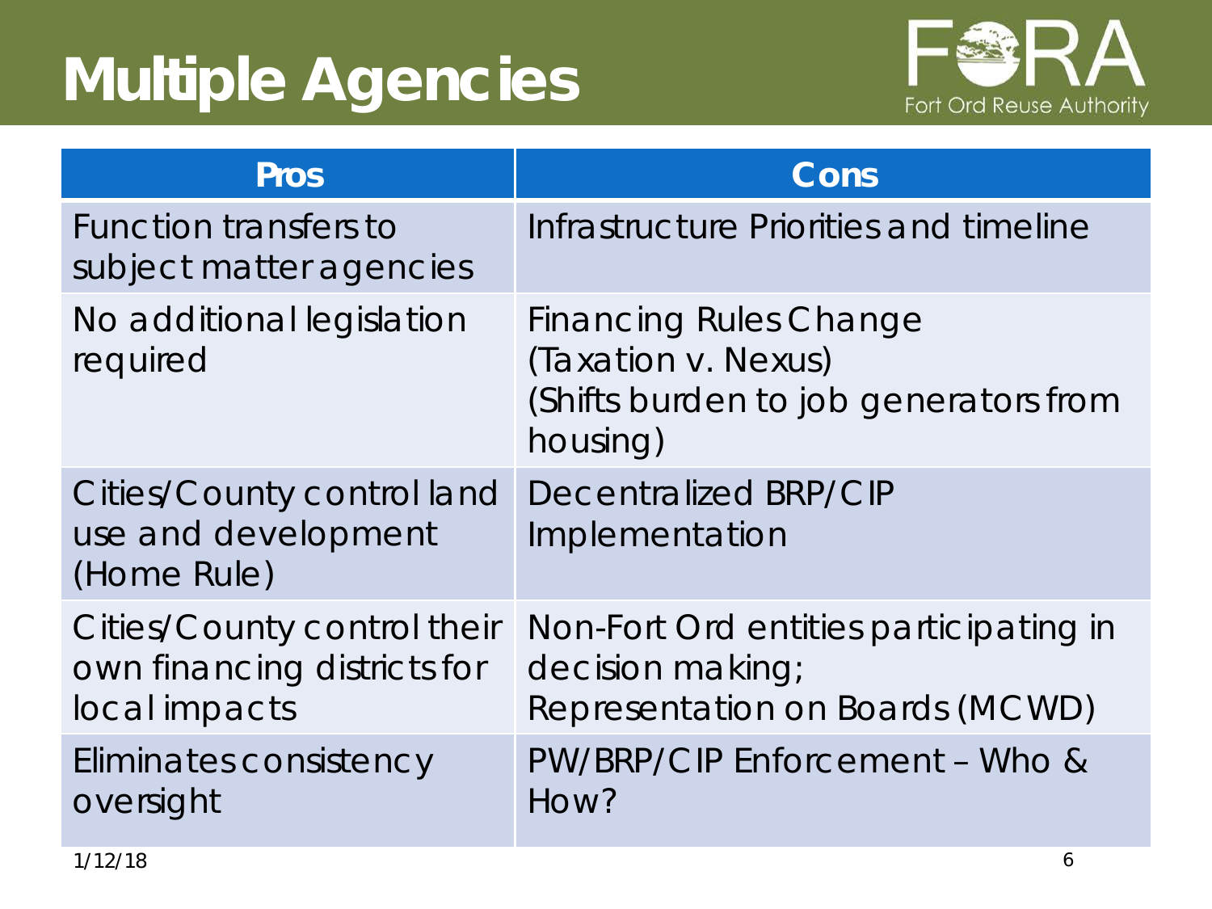# Multiple Agencies

| Pros | Cons |
| --- | --- |
| Function transfers to subject matter agencies | Infrastructure Priorities and timeline |
| No additional legislation required | Financing Rules Change (Taxation v. Nexus) (Shifts burden to job generators from housing) |
| Cities/County control land use and development (Home Rule) | Decentralized BRP/CIP Implementation |
| Cities/County control their own financing districts for local impacts | Non-Fort Ord entities participating in decision making; Representation on Boards (MCWD) |
| Eliminates consistency oversight | PW/BRP/CIP Enforcement – Who & How? |

1/12/18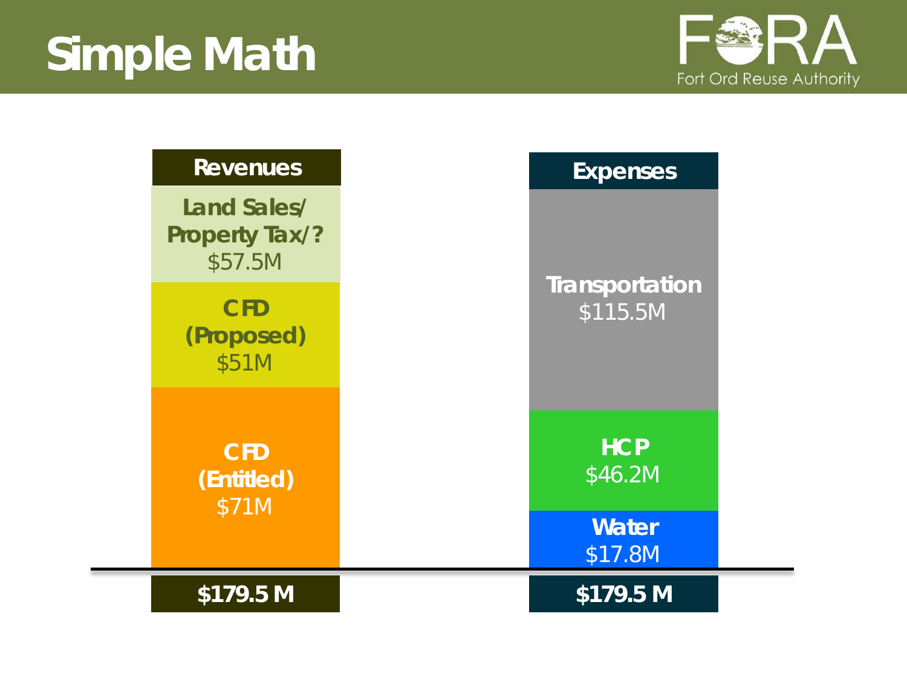# Simple Math

| Revenues | Expenses |
|---|---|
| **Land Sales/ Property Tax/?** $57.5M | **Transportation** $115.5M |
| **CFD (Proposed)** $51M | **HCP** $46.2M |
| **CFD (Entitled)** $71M | **Water** $17.8M |
| **$179.5 M** | **$179.5 M** |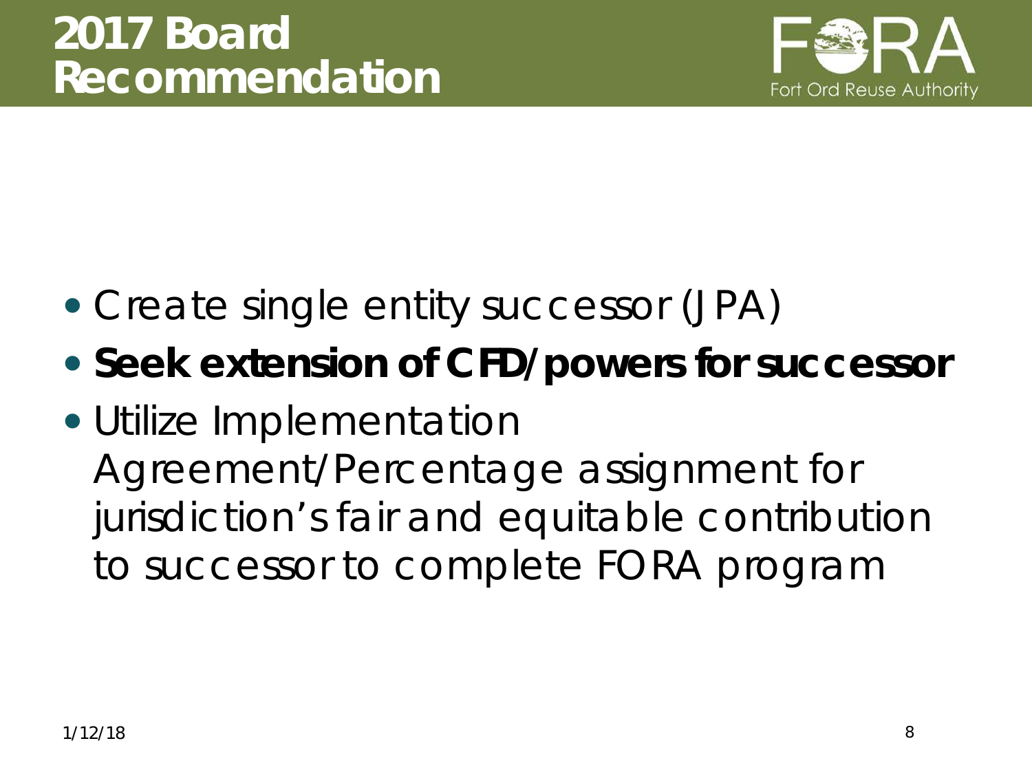# 2017 Board Recommendation

- Create single entity successor (JPA)
- **Seek extension of CFD/powers for successor**
- Utilize Implementation Agreement/Percentage assignment for jurisdiction's fair and equitable contribution to successor to complete FORA program

1/12/18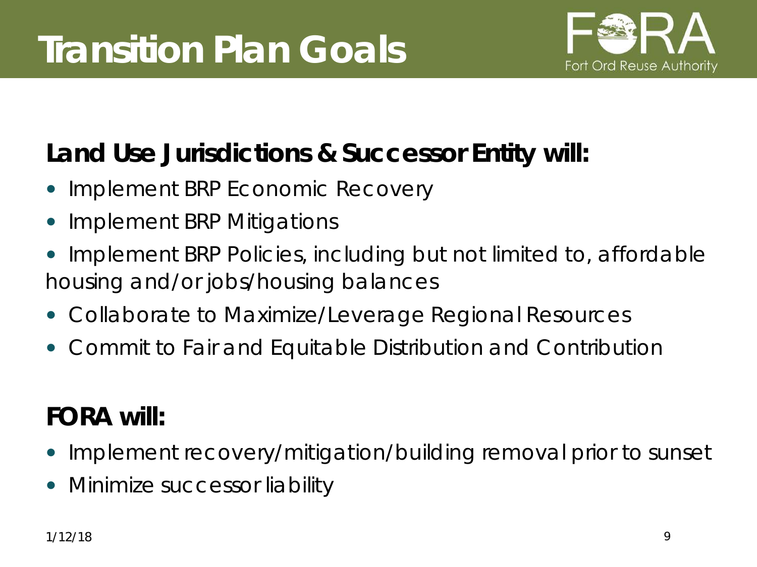# Transition Plan Goals

**Land Use Jurisdictions & Successor Entity will:**

- Implement BRP Economic Recovery
- Implement BRP Mitigations
- Implement BRP Policies, including but not limited to, affordable housing and/or jobs/housing balances
- Collaborate to Maximize/Leverage Regional Resources
- Commit to Fair and Equitable Distribution and Contribution

**FORA will:**

- Implement recovery/mitigation/building removal prior to sunset
- Minimize successor liability

1/12/18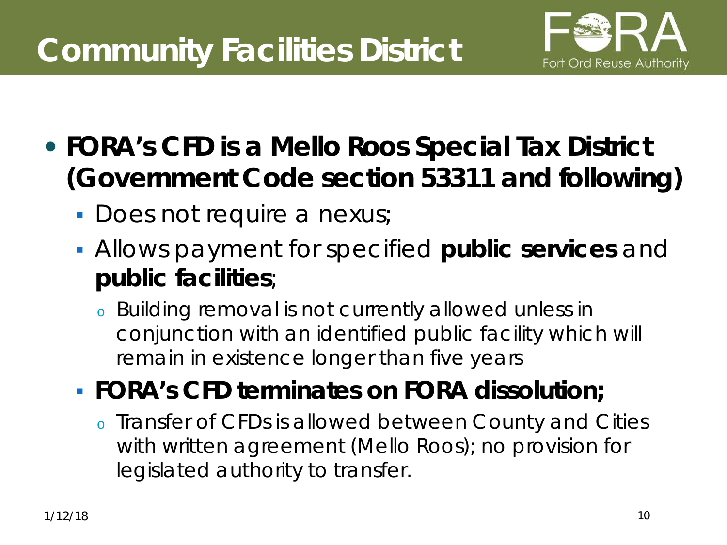# Community Facilities District

- **FORA's CFD is a Mello Roos Special Tax District (Government Code section 53311 and following)**
  - Does not require a nexus;
  - Allows payment for specified **public services** and **public facilities**;
    - Building removal is not currently allowed unless in conjunction with an identified public facility which will remain in existence longer than five years
  - **FORA's CFD terminates on FORA dissolution;**
    - Transfer of CFDs is allowed between County and Cities with written agreement (Mello Roos); no provision for legislated authority to transfer.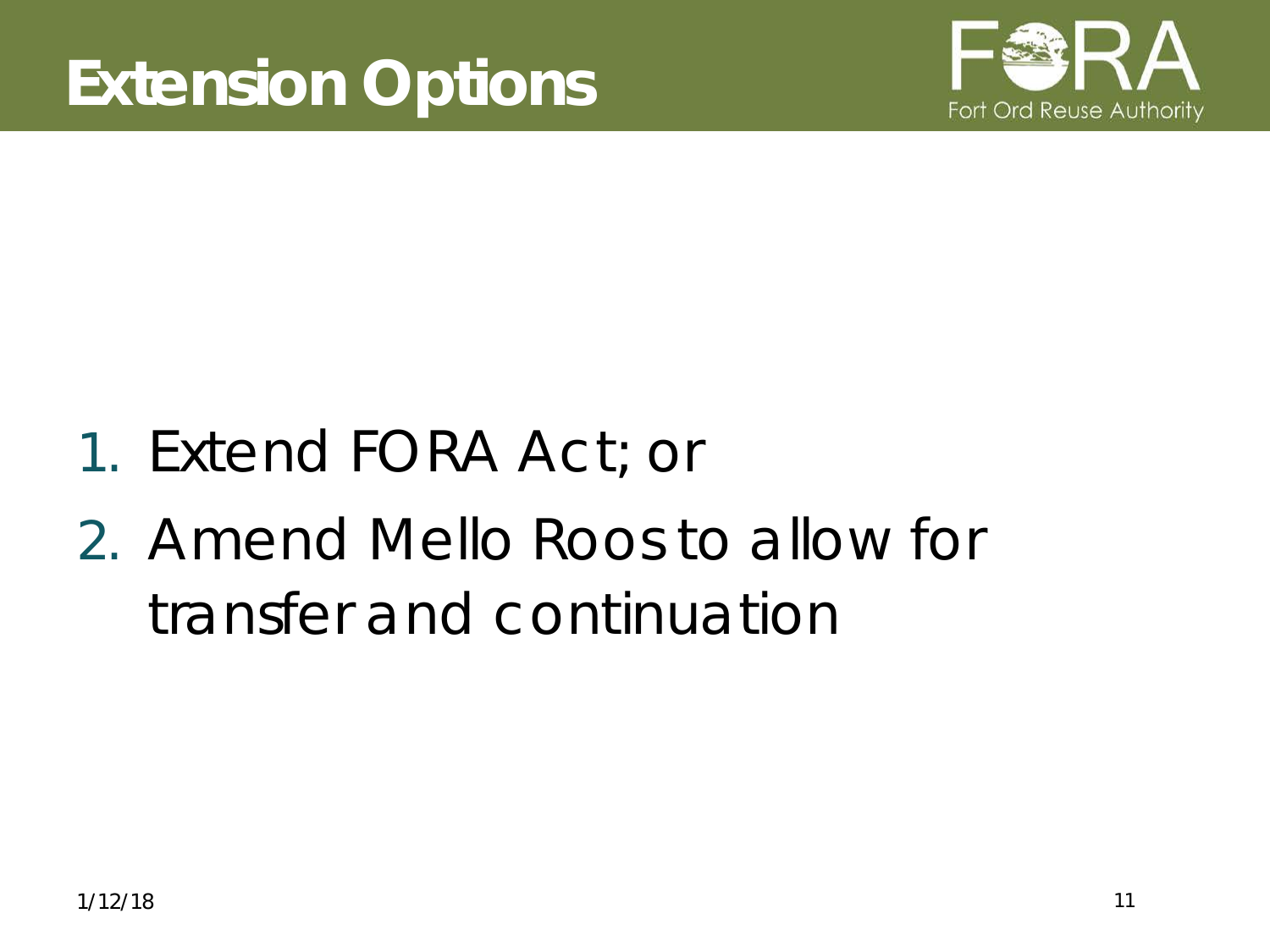# Extension Options

1. Extend FORA Act; or
2. Amend Mello Roos to allow for transfer and continuation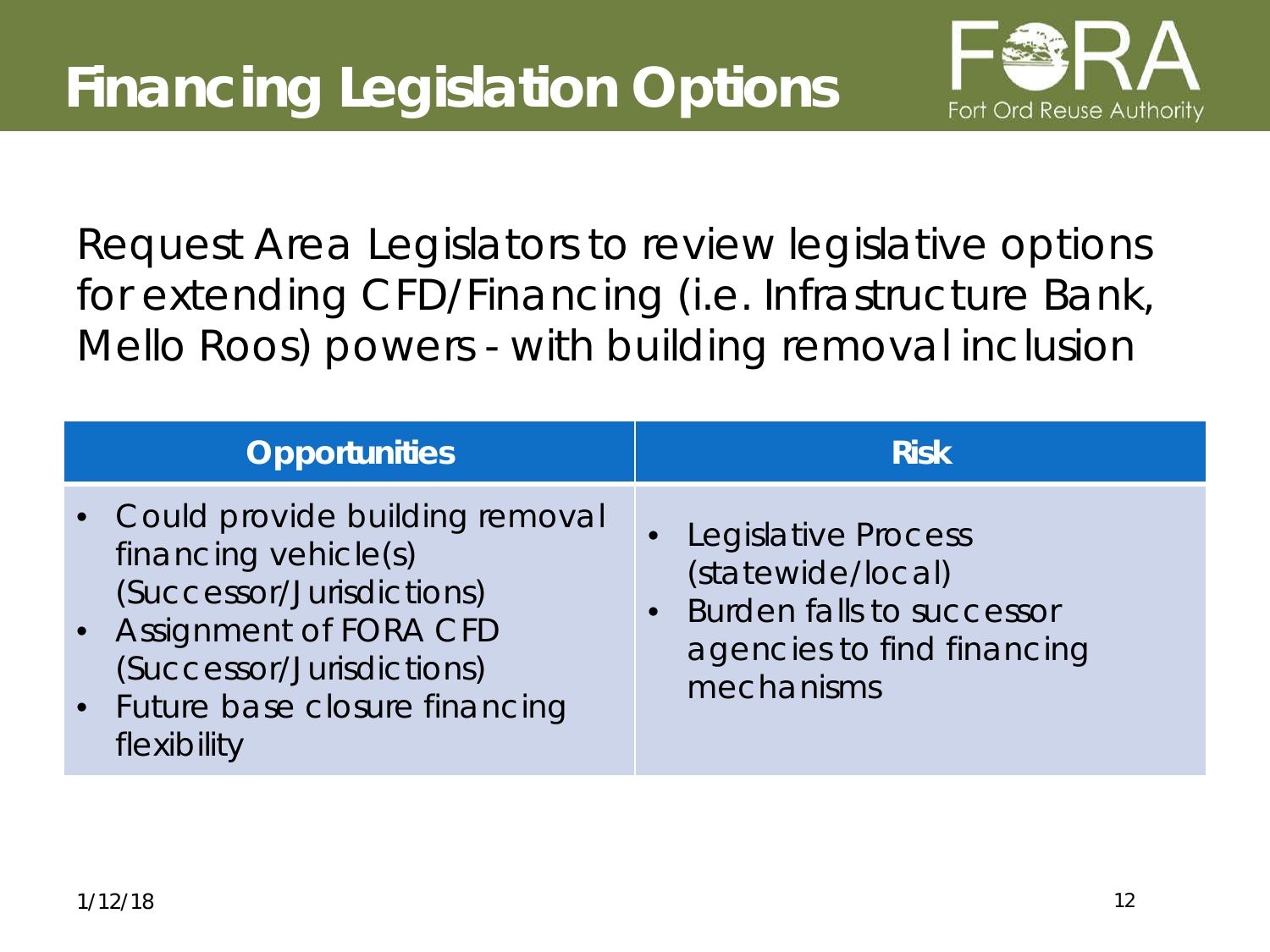# Financing Legislation Options

Request Area Legislators to review legislative options for extending CFD/Financing (i.e. Infrastructure Bank, Mello Roos) powers - with building removal inclusion

| Opportunities | Risk |
|---|---|
| • Could provide building removal financing vehicle(s) (Successor/Jurisdictions)<br>• Assignment of FORA CFD (Successor/Jurisdictions)<br>• Future base closure financing flexibility | • Legislative Process (statewide/local)<br>• Burden falls to successor agencies to find financing mechanisms |

1/12/18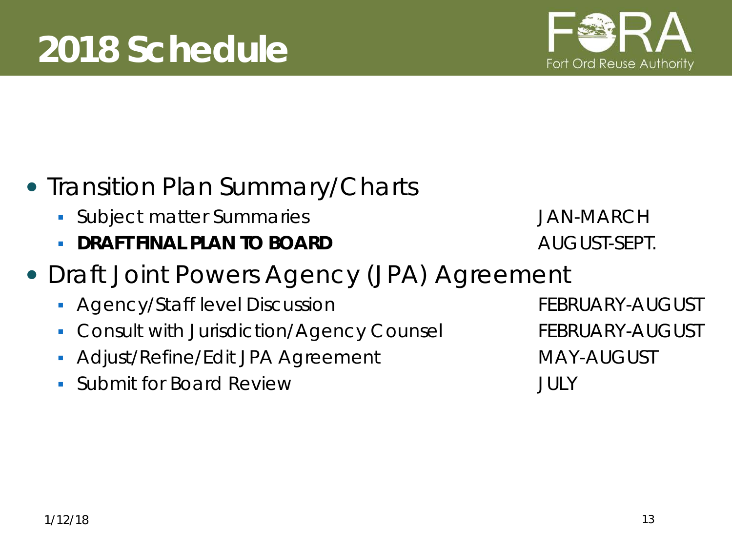# 2018 Schedule

- Transition Plan Summary/Charts
  - Subject matter Summaries — JAN-MARCH
  - **DRAFT FINAL PLAN TO BOARD** — AUGUST-SEPT.
- Draft Joint Powers Agency (JPA) Agreement
  - Agency/Staff level Discussion — FEBRUARY-AUGUST
  - Consult with Jurisdiction/Agency Counsel — FEBRUARY-AUGUST
  - Adjust/Refine/Edit JPA Agreement — MAY-AUGUST
  - Submit for Board Review — JULY

1/12/18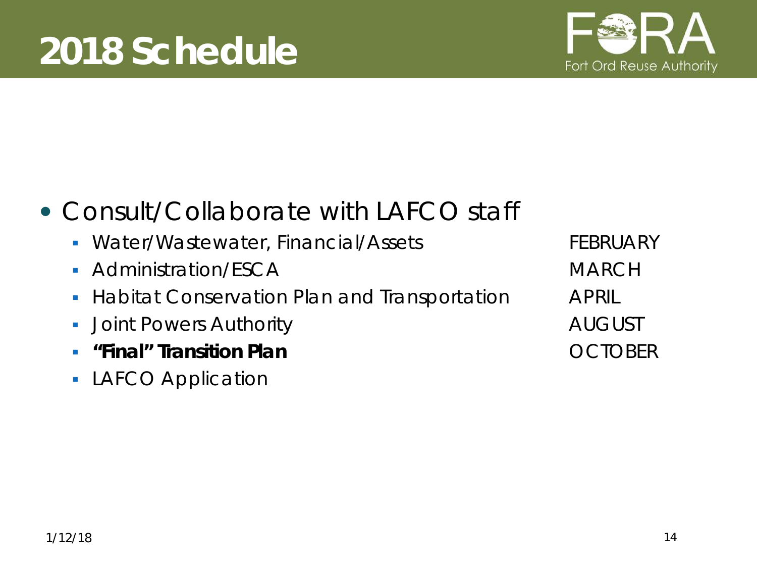# 2018 Schedule

- Consult/Collaborate with LAFCO staff
  - Water/Wastewater, Financial/Assets — FEBRUARY
  - Administration/ESCA — MARCH
  - Habitat Conservation Plan and Transportation — APRIL
  - Joint Powers Authority — AUGUST
  - **"Final" Transition Plan** — OCTOBER
  - LAFCO Application

1/12/18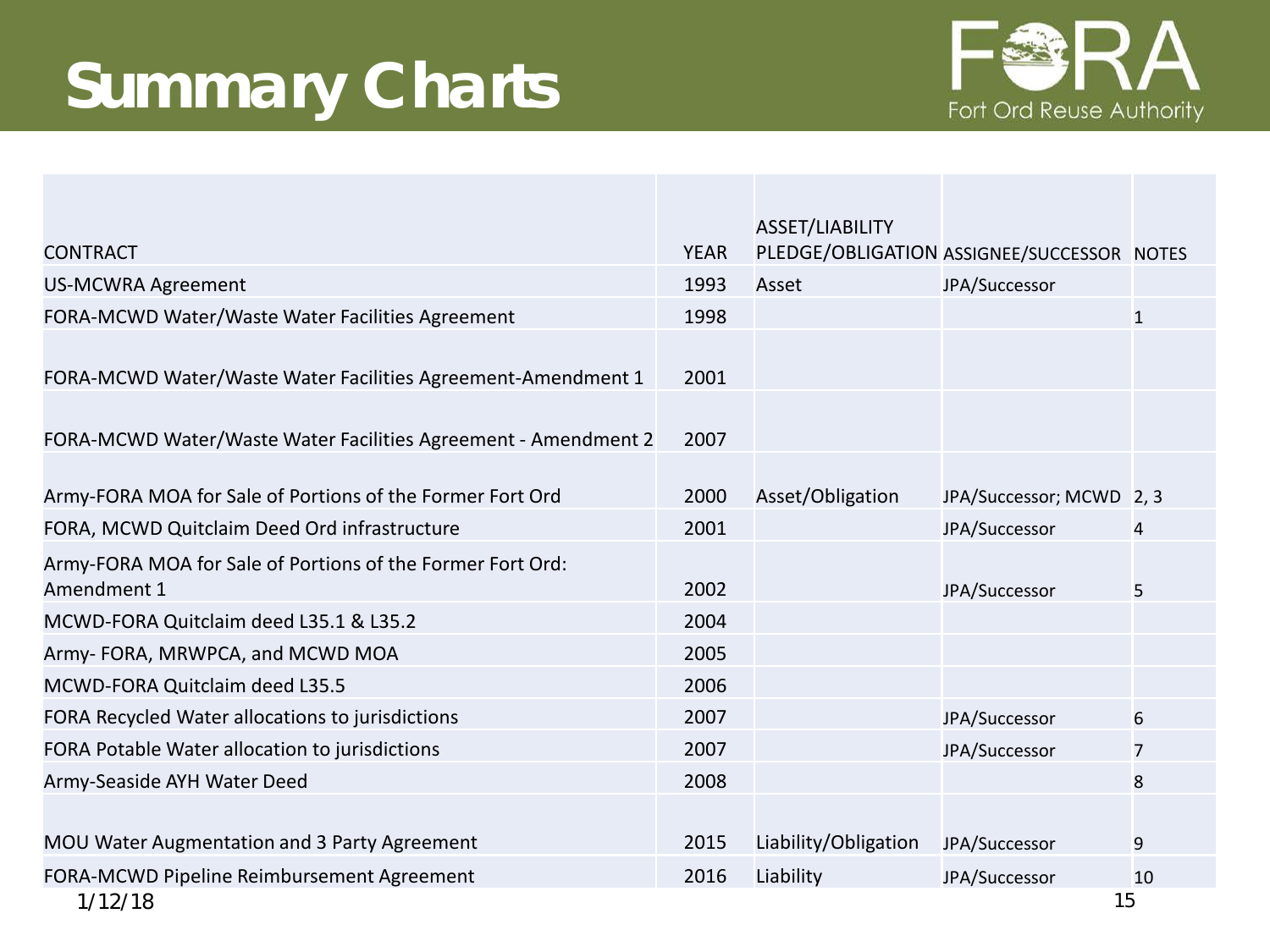# Summary Charts

| CONTRACT | YEAR | ASSET/LIABILITY PLEDGE/OBLIGATION | ASSIGNEE/SUCCESSOR | NOTES |
|---|---|---|---|---|
| US-MCWRA Agreement | 1993 | Asset | JPA/Successor | |
| FORA-MCWD Water/Waste Water Facilities Agreement | 1998 | | | 1 |
| FORA-MCWD Water/Waste Water Facilities Agreement-Amendment 1 | 2001 | | | |
| FORA-MCWD Water/Waste Water Facilities Agreement - Amendment 2 | 2007 | | | |
| Army-FORA MOA for Sale of Portions of the Former Fort Ord | 2000 | Asset/Obligation | JPA/Successor; MCWD | 2, 3 |
| FORA, MCWD Quitclaim Deed Ord infrastructure | 2001 | | JPA/Successor | 4 |
| Army-FORA MOA for Sale of Portions of the Former Fort Ord: Amendment 1 | 2002 | | JPA/Successor | 5 |
| MCWD-FORA Quitclaim deed L35.1 & L35.2 | 2004 | | | |
| Army- FORA, MRWPCA, and MCWD MOA | 2005 | | | |
| MCWD-FORA Quitclaim deed L35.5 | 2006 | | | |
| FORA Recycled Water allocations to jurisdictions | 2007 | | JPA/Successor | 6 |
| FORA Potable Water allocation to jurisdictions | 2007 | | JPA/Successor | 7 |
| Army-Seaside AYH Water Deed | 2008 | | | 8 |
| MOU Water Augmentation and 3 Party Agreement | 2015 | Liability/Obligation | JPA/Successor | 9 |
| FORA-MCWD Pipeline Reimbursement Agreement | 2016 | Liability | JPA/Successor | 10 |

1/12/18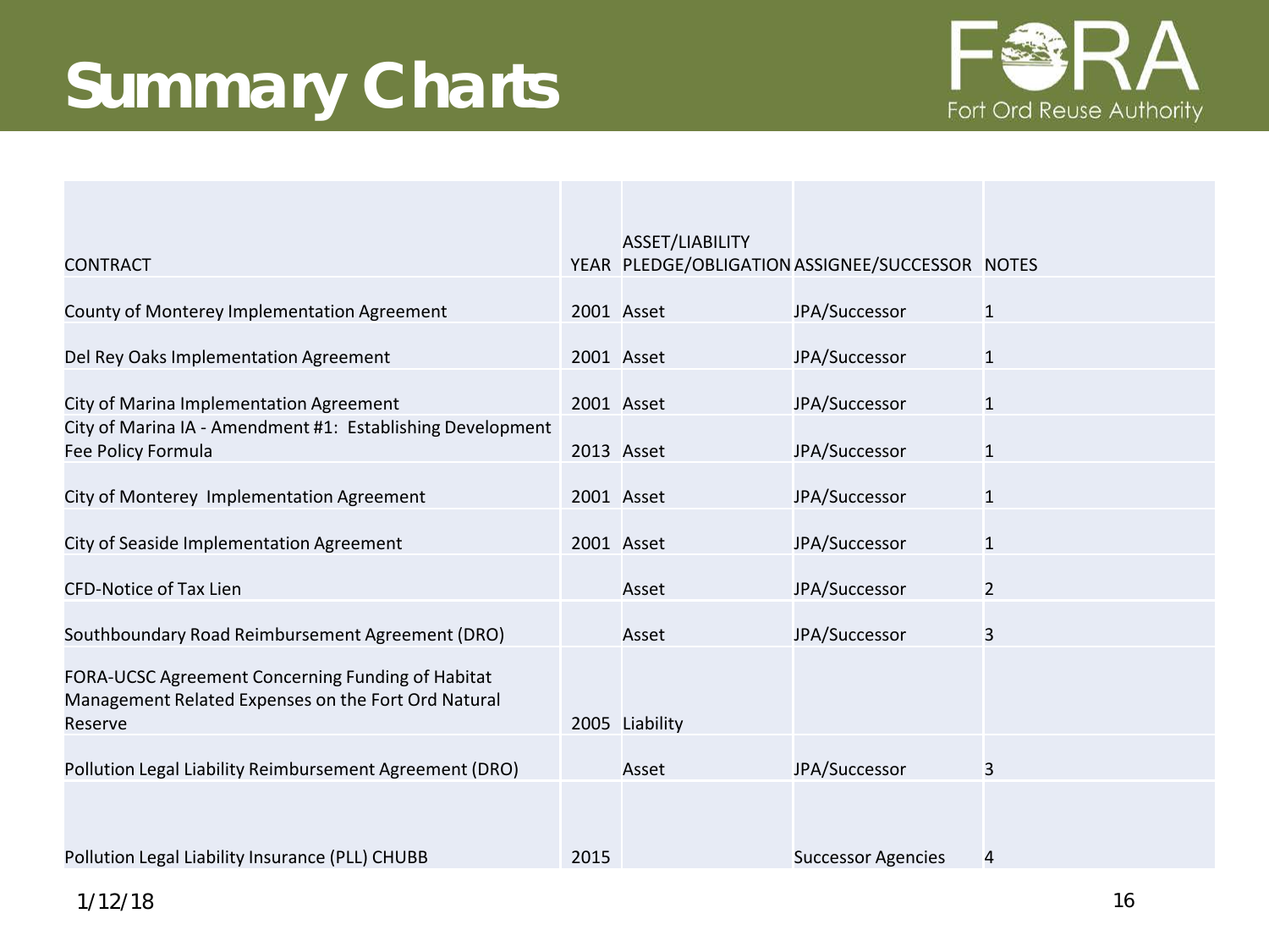# Summary Charts

| CONTRACT | YEAR | ASSET/LIABILITY PLEDGE/OBLIGATION | ASSIGNEE/SUCCESSOR | NOTES |
|---|---|---|---|---|
| County of Monterey Implementation Agreement | 2001 | Asset | JPA/Successor | 1 |
| Del Rey Oaks Implementation Agreement | 2001 | Asset | JPA/Successor | 1 |
| City of Marina Implementation Agreement | 2001 | Asset | JPA/Successor | 1 |
| City of Marina IA - Amendment #1: Establishing Development Fee Policy Formula | 2013 | Asset | JPA/Successor | 1 |
| City of Monterey Implementation Agreement | 2001 | Asset | JPA/Successor | 1 |
| City of Seaside Implementation Agreement | 2001 | Asset | JPA/Successor | 1 |
| CFD-Notice of Tax Lien | | Asset | JPA/Successor | 2 |
| Southboundary Road Reimbursement Agreement (DRO) | | Asset | JPA/Successor | 3 |
| FORA-UCSC Agreement Concerning Funding of Habitat Management Related Expenses on the Fort Ord Natural Reserve | 2005 | Liability | | |
| Pollution Legal Liability Reimbursement Agreement (DRO) | | Asset | JPA/Successor | 3 |
| Pollution Legal Liability Insurance (PLL) CHUBB | 2015 | | Successor Agencies | 4 |

1/12/18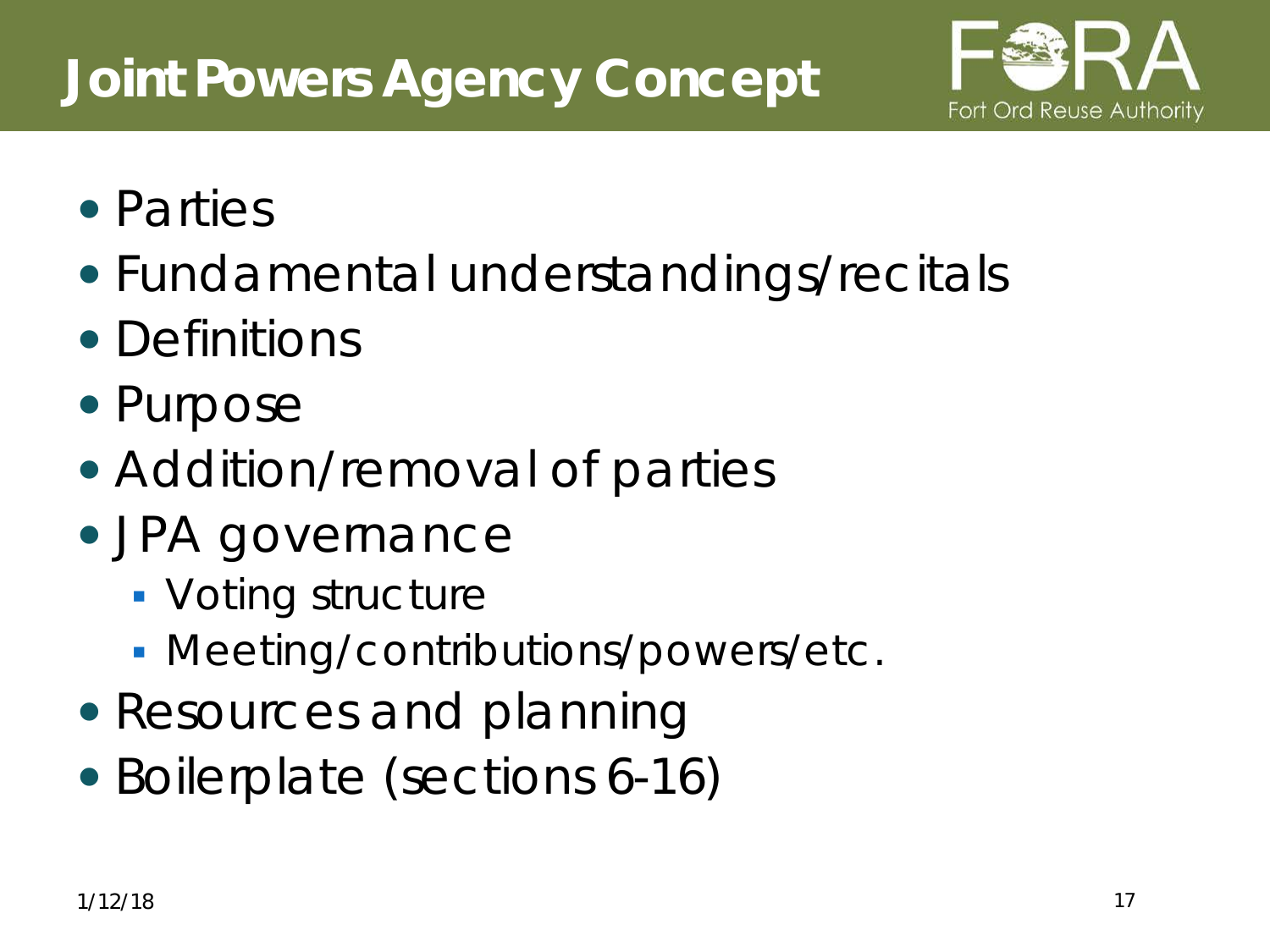# Joint Powers Agency Concept

- Parties
- Fundamental understandings/recitals
- Definitions
- Purpose
- Addition/removal of parties
- JPA governance
  - Voting structure
  - Meeting/contributions/powers/etc.
- Resources and planning
- Boilerplate (sections 6-16)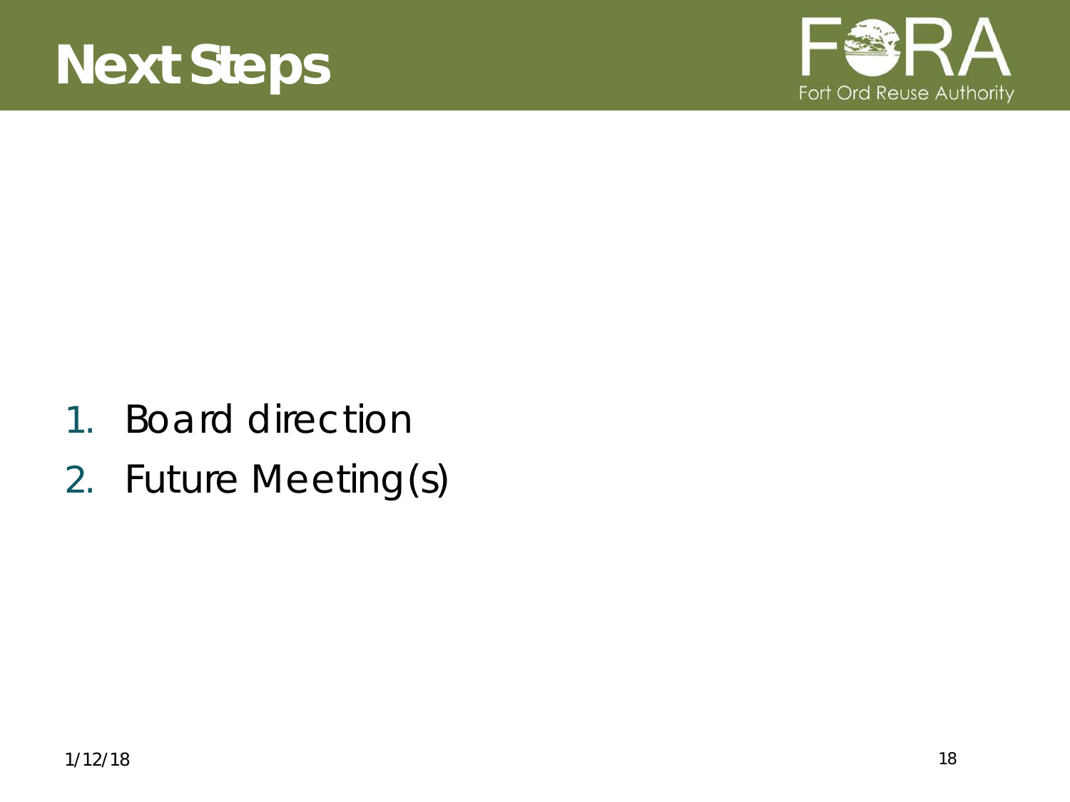# Next Steps

1. Board direction
2. Future Meeting(s)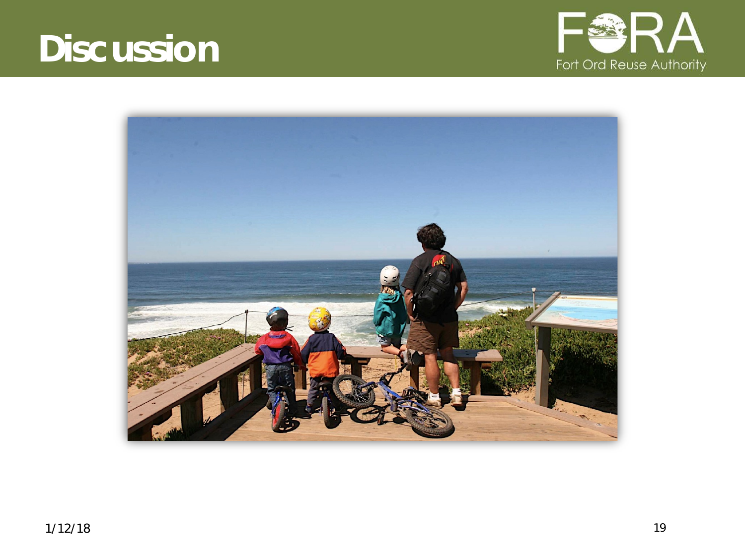# Discussion

FORA Fort Ord Reuse Authority

1/12/18